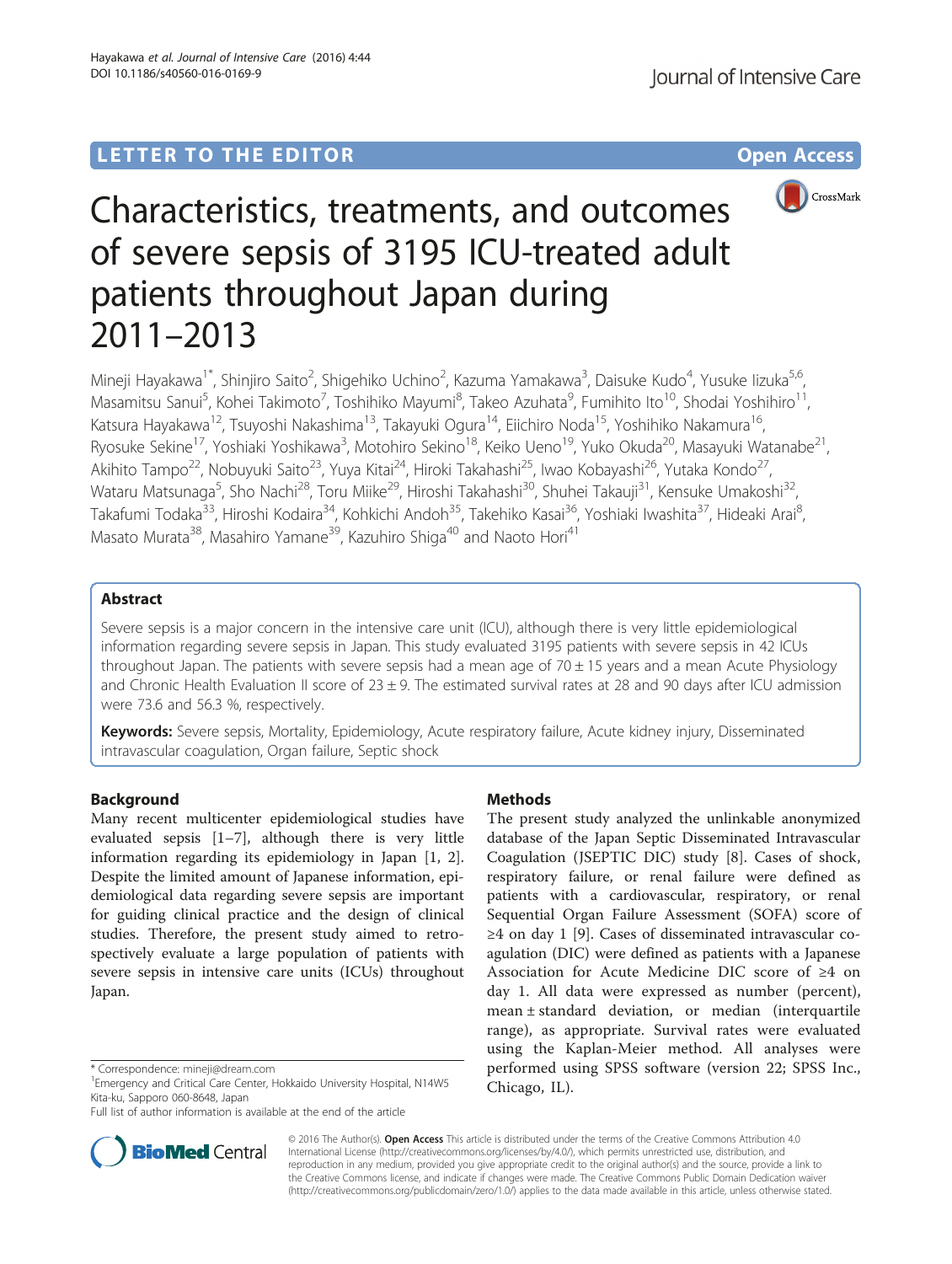LETTER TO THE EDITOR

Open Access

# Characteristics, treatments, and outcomes of severe sepsis of 3195 ICU-treated adult patients throughout Japan during 2011–2013

Mineji Hayakawa[1*], Shinjiro Saito[2], Shigehiko Uchino[2], Kazuma Yamakawa[3], Daisuke Kudo[4], Yusuke Iizuka[5,6], Masamitsu Sanui[5], Kohei Takimoto[7], Toshihiko Mayumi[8], Takeo Azuhata[9], Fumihito Ito[10], Shodai Yoshihiro[11], Katsura Hayakawa[12], Tsuyoshi Nakashima[13], Takayuki Ogura[14], Eiichiro Noda[15], Yoshihiko Nakamura[16], Ryosuke Sekine[17], Yoshiaki Yoshikawa[3], Motohiro Sekino[18], Keiko Ueno[19], Yuko Okuda[20], Masayuki Watanabe[21], Akihito Tampo[22], Nobuyuki Saito[23], Yuya Kitai[24], Hiroki Takahashi[25], Iwao Kobayashi[26], Yutaka Kondo[27], Wataru Matsunaga[5], Sho Nachi[28], Toru Miike[29], Hiroshi Takahashi[30], Shuhei Takauji[31], Kensuke Umakoshi[32], Takafumi Todaka[33], Hiroshi Kodaira[34], Kohkichi Andoh[35], Takehiko Kasai[36], Yoshiaki Iwashita[37], Hideaki Arai[8], Masato Murata[38], Masahiro Yamane[39], Kazuhiro Shiga[40] and Naoto Hori[41]

## Abstract

Severe sepsis is a major concern in the intensive care unit (ICU), although there is very little epidemiological information regarding severe sepsis in Japan. This study evaluated 3195 patients with severe sepsis in 42 ICUs throughout Japan. The patients with severe sepsis had a mean age of 70 ± 15 years and a mean Acute Physiology and Chronic Health Evaluation II score of 23 ± 9. The estimated survival rates at 28 and 90 days after ICU admission were 73.6 and 56.3 %, respectively.

**Keywords:** Severe sepsis, Mortality, Epidemiology, Acute respiratory failure, Acute kidney injury, Disseminated intravascular coagulation, Organ failure, Septic shock

## Background

Many recent multicenter epidemiological studies have evaluated sepsis [1–7], although there is very little information regarding its epidemiology in Japan [1, 2]. Despite the limited amount of Japanese information, epidemiological data regarding severe sepsis are important for guiding clinical practice and the design of clinical studies. Therefore, the present study aimed to retrospectively evaluate a large population of patients with severe sepsis in intensive care units (ICUs) throughout Japan.

## Methods

The present study analyzed the unlinkable anonymized database of the Japan Septic Disseminated Intravascular Coagulation (JSEPTIC DIC) study [8]. Cases of shock, respiratory failure, or renal failure were defined as patients with a cardiovascular, respiratory, or renal Sequential Organ Failure Assessment (SOFA) score of ≥4 on day 1 [9]. Cases of disseminated intravascular coagulation (DIC) were defined as patients with a Japanese Association for Acute Medicine DIC score of ≥4 on day 1. All data were expressed as number (percent), mean ± standard deviation, or median (interquartile range), as appropriate. Survival rates were evaluated using the Kaplan-Meier method. All analyses were performed using SPSS software (version 22; SPSS Inc., Chicago, IL).

* Correspondence: mineji@dream.com

[1]Emergency and Critical Care Center, Hokkaido University Hospital, N14W5 Kita-ku, Sapporo 060-8648, Japan

Full list of author information is available at the end of the article

© 2016 The Author(s). **Open Access** This article is distributed under the terms of the Creative Commons Attribution 4.0 International License (http://creativecommons.org/licenses/by/4.0/), which permits unrestricted use, distribution, and reproduction in any medium, provided you give appropriate credit to the original author(s) and the source, provide a link to the Creative Commons license, and indicate if changes were made. The Creative Commons Public Domain Dedication waiver (http://creativecommons.org/publicdomain/zero/1.0/) applies to the data made available in this article, unless otherwise stated.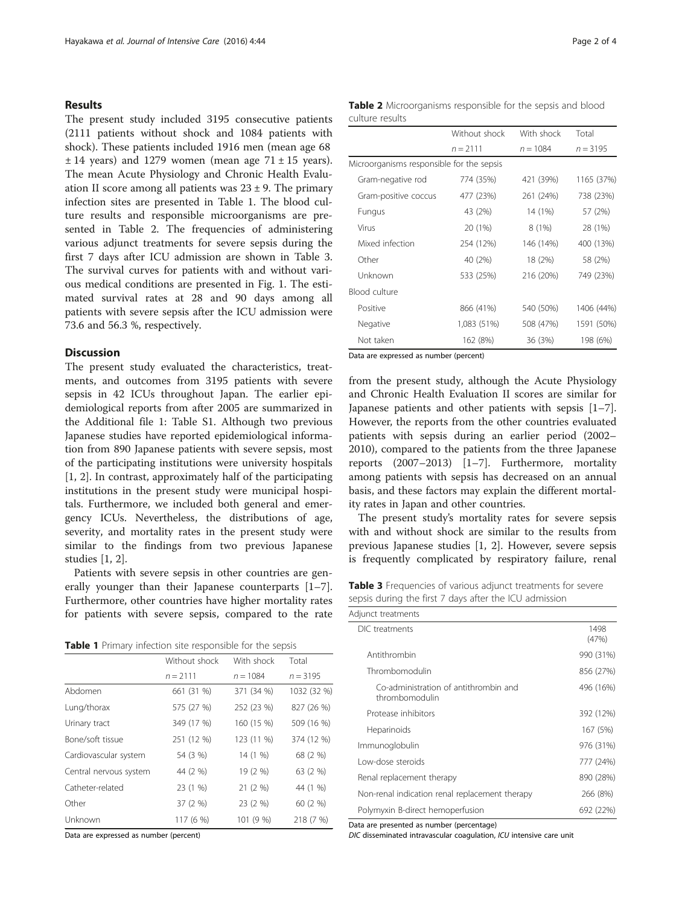## Results

The present study included 3195 consecutive patients (2111 patients without shock and 1084 patients with shock). These patients included 1916 men (mean age 68 ± 14 years) and 1279 women (mean age 71 ± 15 years). The mean Acute Physiology and Chronic Health Evaluation II score among all patients was 23 ± 9. The primary infection sites are presented in Table 1. The blood culture results and responsible microorganisms are presented in Table 2. The frequencies of administering various adjunct treatments for severe sepsis during the first 7 days after ICU admission are shown in Table 3. The survival curves for patients with and without various medical conditions are presented in Fig. 1. The estimated survival rates at 28 and 90 days among all patients with severe sepsis after the ICU admission were 73.6 and 56.3 %, respectively.

## Discussion

The present study evaluated the characteristics, treatments, and outcomes from 3195 patients with severe sepsis in 42 ICUs throughout Japan. The earlier epidemiological reports from after 2005 are summarized in the Additional file 1: Table S1. Although two previous Japanese studies have reported epidemiological information from 890 Japanese patients with severe sepsis, most of the participating institutions were university hospitals [1, 2]. In contrast, approximately half of the participating institutions in the present study were municipal hospitals. Furthermore, we included both general and emergency ICUs. Nevertheless, the distributions of age, severity, and mortality rates in the present study were similar to the findings from two previous Japanese studies [1, 2].

Patients with severe sepsis in other countries are generally younger than their Japanese counterparts [1–7]. Furthermore, other countries have higher mortality rates for patients with severe sepsis, compared to the rate from the present study, although the Acute Physiology and Chronic Health Evaluation II scores are similar for Japanese patients and other patients with sepsis [1–7]. However, the reports from the other countries evaluated patients with sepsis during an earlier period (2002–2010), compared to the patients from the three Japanese reports (2007–2013) [1–7]. Furthermore, mortality among patients with sepsis has decreased on an annual basis, and these factors may explain the different mortality rates in Japan and other countries.

The present study's mortality rates for severe sepsis with and without shock are similar to the results from previous Japanese studies [1, 2]. However, severe sepsis is frequently complicated by respiratory failure, renal

**Table 1** Primary infection site responsible for the sepsis

| | Without shock | With shock | Total |
|---|---|---|---|
| | $n = 2111$ | $n = 1084$ | $n = 3195$ |
| Abdomen | 661 (31 %) | 371 (34 %) | 1032 (32 %) |
| Lung/thorax | 575 (27 %) | 252 (23 %) | 827 (26 %) |
| Urinary tract | 349 (17 %) | 160 (15 %) | 509 (16 %) |
| Bone/soft tissue | 251 (12 %) | 123 (11 %) | 374 (12 %) |
| Cardiovascular system | 54 (3 %) | 14 (1 %) | 68 (2 %) |
| Central nervous system | 44 (2 %) | 19 (2 %) | 63 (2 %) |
| Catheter-related | 23 (1 %) | 21 (2 %) | 44 (1 %) |
| Other | 37 (2 %) | 23 (2 %) | 60 (2 %) |
| Unknown | 117 (6 %) | 101 (9 %) | 218 (7 %) |

Data are expressed as number (percent)

**Table 2** Microorganisms responsible for the sepsis and blood culture results

| | Without shock | With shock | Total |
|---|---|---|---|
| | $n = 2111$ | $n = 1084$ | $n = 3195$ |
| Microorganisms responsible for the sepsis | | | |
| Gram-negative rod | 774 (35%) | 421 (39%) | 1165 (37%) |
| Gram-positive coccus | 477 (23%) | 261 (24%) | 738 (23%) |
| Fungus | 43 (2%) | 14 (1%) | 57 (2%) |
| Virus | 20 (1%) | 8 (1%) | 28 (1%) |
| Mixed infection | 254 (12%) | 146 (14%) | 400 (13%) |
| Other | 40 (2%) | 18 (2%) | 58 (2%) |
| Unknown | 533 (25%) | 216 (20%) | 749 (23%) |
| Blood culture | | | |
| Positive | 866 (41%) | 540 (50%) | 1406 (44%) |
| Negative | 1,083 (51%) | 508 (47%) | 1591 (50%) |
| Not taken | 162 (8%) | 36 (3%) | 198 (6%) |

Data are expressed as number (percent)

**Table 3** Frequencies of various adjunct treatments for severe sepsis during the first 7 days after the ICU admission

| Adjunct treatments | |
|---|---|
| DIC treatments | 1498 (47%) |
| Antithrombin | 990 (31%) |
| Thrombomodulin | 856 (27%) |
| Co-administration of antithrombin and thrombomodulin | 496 (16%) |
| Protease inhibitors | 392 (12%) |
| Heparinoids | 167 (5%) |
| Immunoglobulin | 976 (31%) |
| Low-dose steroids | 777 (24%) |
| Renal replacement therapy | 890 (28%) |
| Non-renal indication renal replacement therapy | 266 (8%) |
| Polymyxin B-direct hemoperfusion | 692 (22%) |

Data are presented as number (percentage)

*DIC* disseminated intravascular coagulation, *ICU* intensive care unit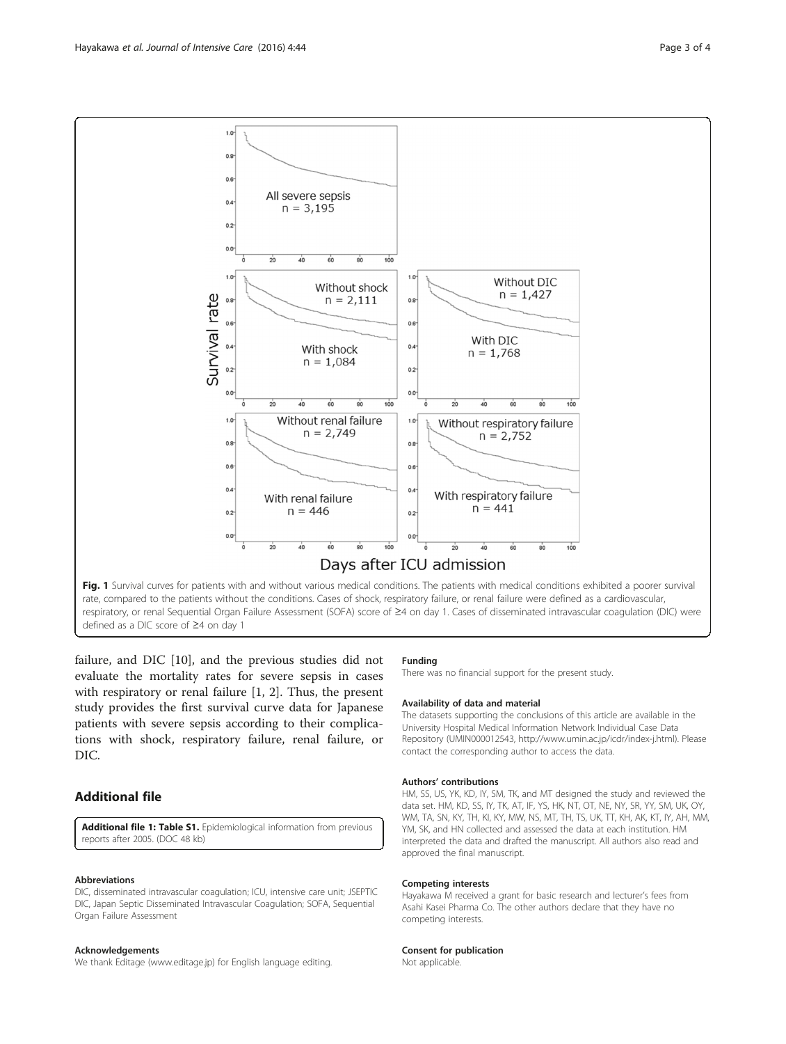Fig. 1 Survival curves for patients with and without various medical conditions. The patients with medical conditions exhibited a poorer survival rate, compared to the patients without the conditions. Cases of shock, respiratory failure, or renal failure were defined as a cardiovascular, respiratory, or renal Sequential Organ Failure Assessment (SOFA) score of ≥4 on day 1. Cases of disseminated intravascular coagulation (DIC) were defined as a DIC score of ≥4 on day 1

failure, and DIC [10], and the previous studies did not evaluate the mortality rates for severe sepsis in cases with respiratory or renal failure [1, 2]. Thus, the present study provides the first survival curve data for Japanese patients with severe sepsis according to their complications with shock, respiratory failure, renal failure, or DIC.

## Additional file

**Additional file 1: Table S1.** Epidemiological information from previous reports after 2005. (DOC 48 kb)

#### Abbreviations

DIC, disseminated intravascular coagulation; ICU, intensive care unit; JSEPTIC DIC, Japan Septic Disseminated Intravascular Coagulation; SOFA, Sequential Organ Failure Assessment

#### Acknowledgements

We thank Editage (www.editage.jp) for English language editing.

#### Funding

There was no financial support for the present study.

#### Availability of data and material

The datasets supporting the conclusions of this article are available in the University Hospital Medical Information Network Individual Case Data Repository (UMIN000012543, http://www.umin.ac.jp/icdr/index-j.html). Please contact the corresponding author to access the data.

#### Authors' contributions

HM, SS, US, YK, KD, IY, SM, TK, and MT designed the study and reviewed the data set. HM, KD, SS, IY, TK, AT, IF, YS, HK, NT, OT, NE, NY, SR, YY, SM, UK, OY, WM, TA, SN, KY, TH, KI, KY, MW, NS, MT, TH, TS, UK, TT, KH, AK, KT, IY, AH, MM, YM, SK, and HN collected and assessed the data at each institution. HM interpreted the data and drafted the manuscript. All authors also read and approved the final manuscript.

#### Competing interests

Hayakawa M received a grant for basic research and lecturer's fees from Asahi Kasei Pharma Co. The other authors declare that they have no competing interests.

#### Consent for publication

Not applicable.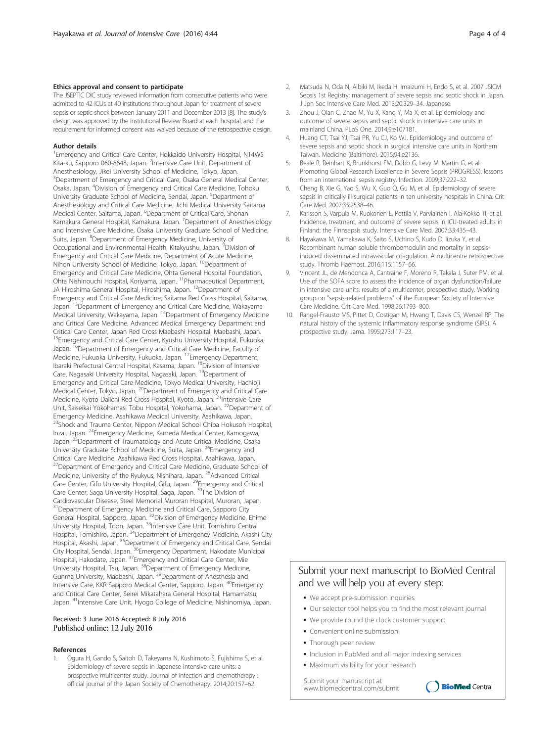#### Ethics approval and consent to participate

The JSEPTIC DIC study reviewed information from consecutive patients who were admitted to 42 ICUs at 40 institutions throughout Japan for treatment of severe sepsis or septic shock between January 2011 and December 2013 [8]. The study's design was approved by the Institutional Review Board at each hospital, and the requirement for informed consent was waived because of the retrospective design.

#### Author details

[1]Emergency and Critical Care Center, Hokkaido University Hospital, N14W5 Kita-ku, Sapporo 060-8648, Japan. [2]Intensive Care Unit, Department of Anesthesiology, Jikei University School of Medicine, Tokyo, Japan. [3]Department of Emergency and Critical Care, Osaka General Medical Center, Osaka, Japan. [4]Division of Emergency and Critical Care Medicine, Tohoku University Graduate School of Medicine, Sendai, Japan. [5]Department of Anesthesiology and Critical Care Medicine, Jichi Medical University Saitama Medical Center, Saitama, Japan. [6]Department of Critical Care, Shonan Kamakura General Hospital, Kamakura, Japan. [7]Department of Anesthesiology and Intensive Care Medicine, Osaka University Graduate School of Medicine, Suita, Japan. [8]Department of Emergency Medicine, University of Occupational and Environmental Health, Kitakyushu, Japan. [9]Division of Emergency and Critical Care Medicine, Department of Acute Medicine, Nihon University School of Medicine, Tokyo, Japan. [10]Department of Emergency and Critical Care Medicine, Ohta General Hospital Foundation, Ohta Nishinouchi Hospital, Koriyama, Japan. [11]Pharmaceutical Department, JA Hiroshima General Hospital, Hiroshima, Japan. [12]Department of Emergency and Critical Care Medicine, Saitama Red Cross Hospital, Saitama, Japan. [13]Department of Emergency and Critical Care Medicine, Wakayama Medical University, Wakayama, Japan. [14]Department of Emergency Medicine and Critical Care Medicine, Advanced Medical Emergency Department and Critical Care Center, Japan Red Cross Maebashi Hospital, Maebashi, Japan. [15]Emergency and Critical Care Center, Kyushu University Hospital, Fukuoka, Japan. [16]Department of Emergency and Critical Care Medicine, Faculty of Medicine, Fukuoka University, Fukuoka, Japan. [17]Emergency Department, Ibaraki Prefectural Central Hospital, Kasama, Japan. [18]Division of Intensive Care, Nagasaki University Hospital, Nagasaki, Japan. [19]Department of Emergency and Critical Care Medicine, Tokyo Medical University, Hachioji Medical Center, Tokyo, Japan. [20]Department of Emergency and Critical Care Medicine, Kyoto Daiichi Red Cross Hospital, Kyoto, Japan. [21]Intensive Care Unit, Saiseikai Yokohamasi Tobu Hospital, Yokohama, Japan. [22]Department of Emergency Medicine, Asahikawa Medical University, Asahikawa, Japan. [23]Shock and Trauma Center, Nippon Medical School Chiba Hokusoh Hospital, Inzai, Japan. [24]Emergency Medicine, Kameda Medical Center, Kamogawa, Japan. [25]Department of Traumatology and Acute Critical Medicine, Osaka University Graduate School of Medicine, Suita, Japan. [26]Emergency and Critical Care Medicine, Asahikawa Red Cross Hospital, Asahikawa, Japan. [27]Department of Emergency and Critical Care Medicine, Graduate School of Medicine, University of the Ryukyus, Nishihara, Japan. [28]Advanced Critical Care Center, Gifu University Hospital, Gifu, Japan. [29]Emergency and Critical Care Center, Saga University Hospital, Saga, Japan. [30]The Division of Cardiovascular Disease, Steel Memorial Muroran Hospital, Muroran, Japan. [31]Department of Emergency Medicine and Critical Care, Sapporo City General Hospital, Sapporo, Japan. [32]Division of Emergency Medicine, Ehime University Hospital, Toon, Japan. [33]Intensive Care Unit, Tomishiro Central Hospital, Tomishiro, Japan. [34]Department of Emergency Medicine, Akashi City Hospital, Akashi, Japan. [35]Department of Emergency and Critical Care, Sendai City Hospital, Sendai, Japan. [36]Emergency Department, Hakodate Municipal Hospital, Hakodate, Japan. [37]Emergency and Critical Care Center, Mie University Hospital, Tsu, Japan. [38]Department of Emergency Medicine, Gunma University, Maebashi, Japan. [39]Department of Anesthesia and Intensive Care, KKR Sapporo Medical Center, Sapporo, Japan. [40]Emergency and Critical Care Center, Seirei Mikatahara General Hospital, Hamamatsu, Japan. [41]Intensive Care Unit, Hyogo College of Medicine, Nishinomiya, Japan.

Received: 3 June 2016 Accepted: 8 July 2016
Published online: 12 July 2016

#### References

1. Ogura H, Gando S, Saitoh D, Takeyama N, Kushimoto S, Fujishima S, et al. Epidemiology of severe sepsis in Japanese intensive care units: a prospective multicenter study. Journal of infection and chemotherapy : official journal of the Japan Society of Chemotherapy. 2014;20:157–62.
2. Matsuda N, Oda N, Aibiki M, Ikeda H, Imaizumi H, Endo S, et al. 2007 JSICM Sepsis 1st Registry: management of severe sepsis and septic shock in Japan. J Jpn Soc Intensive Care Med. 2013;20:329–34. Japanese.
3. Zhou J, Qian C, Zhao M, Yu X, Kang Y, Ma X, et al. Epidemiology and outcome of severe sepsis and septic shock in intensive care units in mainland China. PLoS One. 2014;9:e107181.
4. Huang CT, Tsai YJ, Tsai PR, Yu CJ, Ko WJ. Epidemiology and outcome of severe sepsis and septic shock in surgical intensive care units in Northern Taiwan. Medicine (Baltimore). 2015;94:e2136.
5. Beale R, Reinhart K, Brunkhorst FM, Dobb G, Levy M, Martin G, et al. Promoting Global Research Excellence in Severe Sepsis (PROGRESS): lessons from an international sepsis registry. Infection. 2009;37:222–32.
6. Cheng B, Xie G, Yao S, Wu X, Guo Q, Gu M, et al. Epidemiology of severe sepsis in critically ill surgical patients in ten university hospitals in China. Crit Care Med. 2007;35:2538–46.
7. Karlsson S, Varpula M, Ruokonen E, Pettila V, Parviainen I, Ala-Kokko TI, et al. Incidence, treatment, and outcome of severe sepsis in ICU-treated adults in Finland: the Finnsepsis study. Intensive Care Med. 2007;33:435–43.
8. Hayakawa M, Yamakawa K, Saito S, Uchino S, Kudo D, Iizuka Y, et al. Recombinant human soluble thrombomodulin and mortality in sepsis-induced disseminated intravascular coagulation. A multicentre retrospective study. Thromb Haemost. 2016;115:1157–66.
9. Vincent JL, de Mendonca A, Cantraine F, Moreno R, Takala J, Suter PM, et al. Use of the SOFA score to assess the incidence of organ dysfunction/failure in intensive care units: results of a multicenter, prospective study. Working group on "sepsis-related problems" of the European Society of Intensive Care Medicine. Crit Care Med. 1998;26:1793–800.
10. Rangel-Frausto MS, Pittet D, Costigan M, Hwang T, Davis CS, Wenzel RP. The natural history of the systemic inflammatory response syndrome (SIRS). A prospective study. Jama. 1995;273:117–23.

Submit your next manuscript to BioMed Central and we will help you at every step:

- We accept pre-submission inquiries
- Our selector tool helps you to find the most relevant journal
- We provide round the clock customer support
- Convenient online submission
- Thorough peer review
- Inclusion in PubMed and all major indexing services
- Maximum visibility for your research

Submit your manuscript at www.biomedcentral.com/submit

BioMed Central